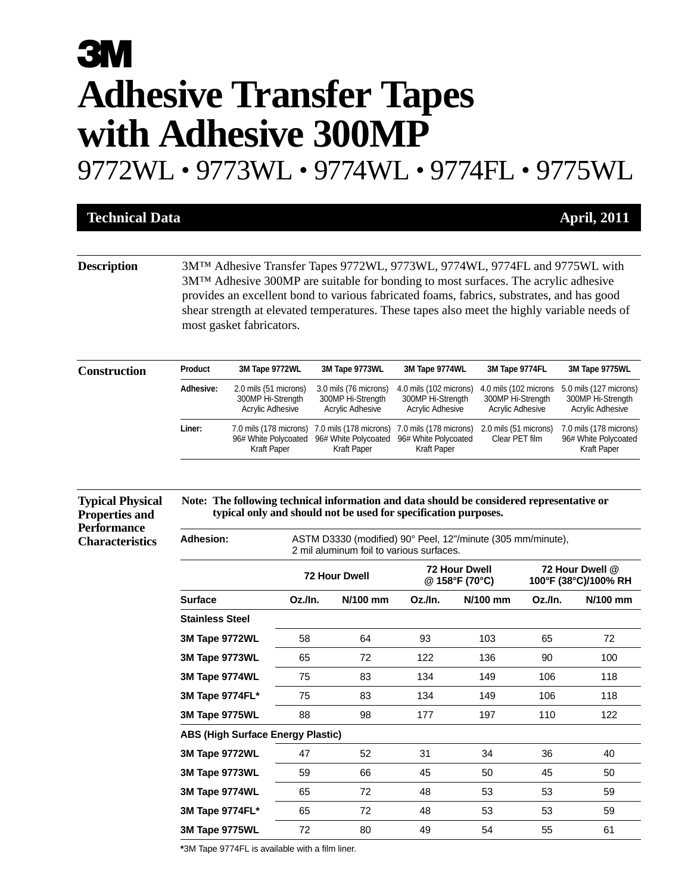# 3M

# Adhesive Transfer Tapes with Adhesive 300MP

## 9772WL • 9773WL • 9774WL • 9774FL • 9775WL

**Technical Data** **April, 2011**

## Description

3M™ Adhesive Transfer Tapes 9772WL, 9773WL, 9774WL, 9774FL and 9775WL with 3M™ Adhesive 300MP are suitable for bonding to most surfaces. The acrylic adhesive provides an excellent bond to various fabricated foams, fabrics, substrates, and has good shear strength at elevated temperatures. These tapes also meet the highly variable needs of most gasket fabricators.

## Construction

| Product | 3M Tape 9772WL | 3M Tape 9773WL | 3M Tape 9774WL | 3M Tape 9774FL | 3M Tape 9775WL |
|---|---|---|---|---|---|
| Adhesive: | 2.0 mils (51 microns) 300MP Hi-Strength Acrylic Adhesive | 3.0 mils (76 microns) 300MP Hi-Strength Acrylic Adhesive | 4.0 mils (102 microns) 300MP Hi-Strength Acrylic Adhesive | 4.0 mils (102 microns 300MP Hi-Strength Acrylic Adhesive | 5.0 mils (127 microns) 300MP Hi-Strength Acrylic Adhesive |
| Liner: | 7.0 mils (178 microns) 96# White Polycoated Kraft Paper | 7.0 mils (178 microns) 96# White Polycoated Kraft Paper | 7.0 mils (178 microns) 96# White Polycoated Kraft Paper | 2.0 mils (51 microns) Clear PET film | 7.0 mils (178 microns) 96# White Polycoated Kraft Paper |

## Typical Physical Properties and Performance Characteristics

**Note: The following technical information and data should be considered representative or typical only and should not be used for specification purposes.**

**Adhesion:** ASTM D3330 (modified) 90° Peel, 12"/minute (305 mm/minute), 2 mil aluminum foil to various surfaces.

| | 72 Hour Dwell | | 72 Hour Dwell @ 158°F (70°C) | | 72 Hour Dwell @ 100°F (38°C)/100% RH | |
|---|---|---|---|---|---|---|
| **Surface** | **Oz./In.** | **N/100 mm** | **Oz./In.** | **N/100 mm** | **Oz./In.** | **N/100 mm** |
| **Stainless Steel** | | | | | | |
| **3M Tape 9772WL** | 58 | 64 | 93 | 103 | 65 | 72 |
| **3M Tape 9773WL** | 65 | 72 | 122 | 136 | 90 | 100 |
| **3M Tape 9774WL** | 75 | 83 | 134 | 149 | 106 | 118 |
| **3M Tape 9774FL*** | 75 | 83 | 134 | 149 | 106 | 118 |
| **3M Tape 9775WL** | 88 | 98 | 177 | 197 | 110 | 122 |
| **ABS (High Surface Energy Plastic)** | | | | | | |
| **3M Tape 9772WL** | 47 | 52 | 31 | 34 | 36 | 40 |
| **3M Tape 9773WL** | 59 | 66 | 45 | 50 | 45 | 50 |
| **3M Tape 9774WL** | 65 | 72 | 48 | 53 | 53 | 59 |
| **3M Tape 9774FL*** | 65 | 72 | 48 | 53 | 53 | 59 |
| **3M Tape 9775WL** | 72 | 80 | 49 | 54 | 55 | 61 |

***3M Tape 9774FL is available with a film liner.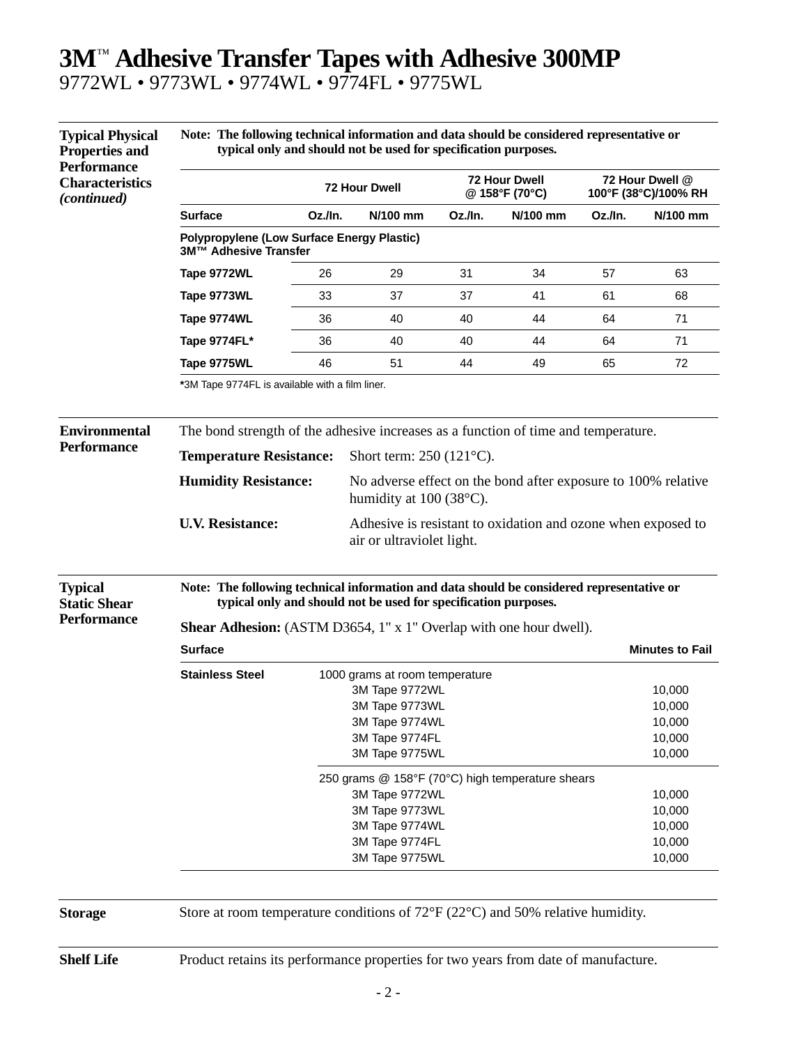# 3M™ Adhesive Transfer Tapes with Adhesive 300MP

9772WL • 9773WL • 9774WL • 9774FL • 9775WL

## Typical Physical Properties and Performance Characteristics *(continued)*

**Note: The following technical information and data should be considered representative or typical only and should not be used for specification purposes.**

| | 72 Hour Dwell | | 72 Hour Dwell @ 158°F (70°C) | | 72 Hour Dwell @ 100°F (38°C)/100% RH | |
|---|---|---|---|---|---|---|
| **Surface** | **Oz./In.** | **N/100 mm** | **Oz./In.** | **N/100 mm** | **Oz./In.** | **N/100 mm** |
| **Polypropylene (Low Surface Energy Plastic) 3M™ Adhesive Transfer** | | | | | | |
| **Tape 9772WL** | 26 | 29 | 31 | 34 | 57 | 63 |
| **Tape 9773WL** | 33 | 37 | 37 | 41 | 61 | 68 |
| **Tape 9774WL** | 36 | 40 | 40 | 44 | 64 | 71 |
| **Tape 9774FL*** | 36 | 40 | 40 | 44 | 64 | 71 |
| **Tape 9775WL** | 46 | 51 | 44 | 49 | 65 | 72 |

***3M Tape 9774FL is available with a film liner.**

## Environmental Performance

The bond strength of the adhesive increases as a function of time and temperature.

**Temperature Resistance:** Short term: 250 (121°C).

**Humidity Resistance:** No adverse effect on the bond after exposure to 100% relative humidity at 100 (38°C).

**U.V. Resistance:** Adhesive is resistant to oxidation and ozone when exposed to air or ultraviolet light.

## Typical Static Shear Performance

**Note: The following technical information and data should be considered representative or typical only and should not be used for specification purposes.**

**Shear Adhesion:** (ASTM D3654, 1" x 1" Overlap with one hour dwell).

| Surface | | Minutes to Fail |
|---|---|---|
| **Stainless Steel** | 1000 grams at room temperature | |
| | 3M Tape 9772WL | 10,000 |
| | 3M Tape 9773WL | 10,000 |
| | 3M Tape 9774WL | 10,000 |
| | 3M Tape 9774FL | 10,000 |
| | 3M Tape 9775WL | 10,000 |
| | 250 grams @ 158°F (70°C) high temperature shears | |
| | 3M Tape 9772WL | 10,000 |
| | 3M Tape 9773WL | 10,000 |
| | 3M Tape 9774WL | 10,000 |
| | 3M Tape 9774FL | 10,000 |
| | 3M Tape 9775WL | 10,000 |

## Storage

Store at room temperature conditions of 72°F (22°C) and 50% relative humidity.

## Shelf Life

Product retains its performance properties for two years from date of manufacture.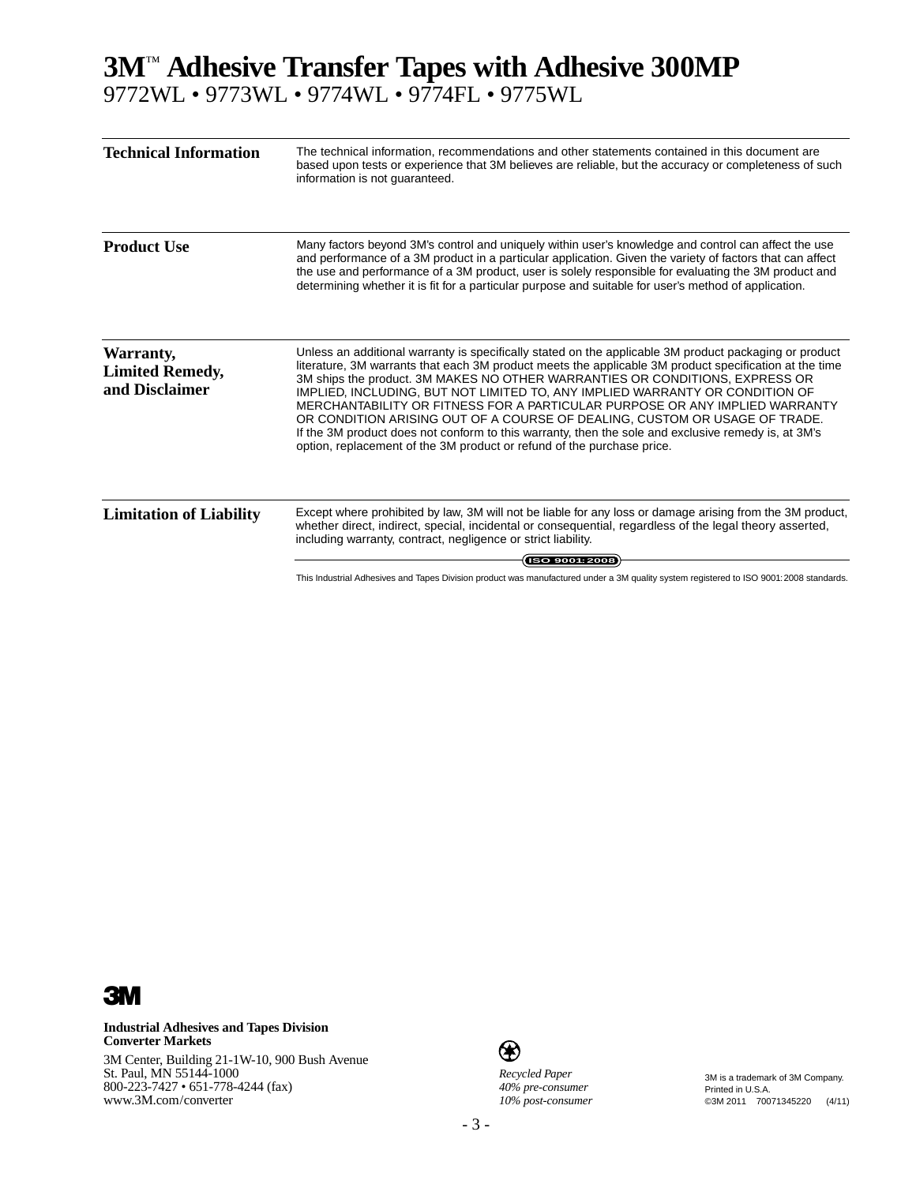# 3M™ Adhesive Transfer Tapes with Adhesive 300MP

9772WL • 9773WL • 9774WL • 9774FL • 9775WL

## Technical Information

The technical information, recommendations and other statements contained in this document are based upon tests or experience that 3M believes are reliable, but the accuracy or completeness of such information is not guaranteed.

## Product Use

Many factors beyond 3M's control and uniquely within user's knowledge and control can affect the use and performance of a 3M product in a particular application. Given the variety of factors that can affect the use and performance of a 3M product, user is solely responsible for evaluating the 3M product and determining whether it is fit for a particular purpose and suitable for user's method of application.

## Warranty, Limited Remedy, and Disclaimer

Unless an additional warranty is specifically stated on the applicable 3M product packaging or product literature, 3M warrants that each 3M product meets the applicable 3M product specification at the time 3M ships the product. 3M MAKES NO OTHER WARRANTIES OR CONDITIONS, EXPRESS OR IMPLIED, INCLUDING, BUT NOT LIMITED TO, ANY IMPLIED WARRANTY OR CONDITION OF MERCHANTABILITY OR FITNESS FOR A PARTICULAR PURPOSE OR ANY IMPLIED WARRANTY OR CONDITION ARISING OUT OF A COURSE OF DEALING, CUSTOM OR USAGE OF TRADE. If the 3M product does not conform to this warranty, then the sole and exclusive remedy is, at 3M's option, replacement of the 3M product or refund of the purchase price.

## Limitation of Liability

Except where prohibited by law, 3M will not be liable for any loss or damage arising from the 3M product, whether direct, indirect, special, incidental or consequential, regardless of the legal theory asserted, including warranty, contract, negligence or strict liability.

ISO 9001:2008

This Industrial Adhesives and Tapes Division product was manufactured under a 3M quality system registered to ISO 9001:2008 standards.

3M

**Industrial Adhesives and Tapes Division**
**Converter Markets**

3M Center, Building 21-1W-10, 900 Bush Avenue
St. Paul, MN 55144-1000
800-223-7427 • 651-778-4244 (fax)
www.3M.com/converter

*Recycled Paper*
*40% pre-consumer*
*10% post-consumer*

3M is a trademark of 3M Company.
Printed in U.S.A.
©3M 2011 70071345220 (4/11)